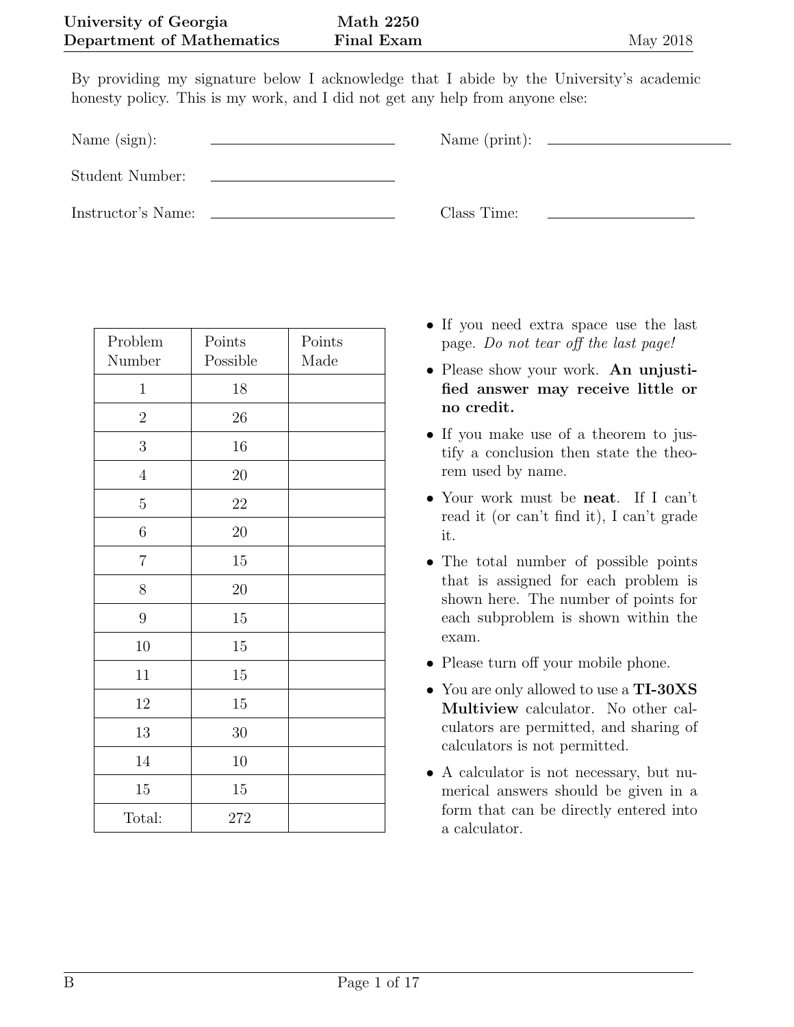**University of Georgia** — **Math 2250** — May 2018

**Department of Mathematics** — **Final Exam**

By providing my signature below I acknowledge that I abide by the University's academic honesty policy. This is my work, and I did not get any help from anyone else:

Name (sign): ____________________ Name (print): ____________________

Student Number: ____________________

Instructor's Name: ____________________ Class Time: ____________________

| Problem Number | Points Possible | Points Made |
|---|---|---|
| 1 | 18 | |
| 2 | 26 | |
| 3 | 16 | |
| 4 | 20 | |
| 5 | 22 | |
| 6 | 20 | |
| 7 | 15 | |
| 8 | 20 | |
| 9 | 15 | |
| 10 | 15 | |
| 11 | 15 | |
| 12 | 15 | |
| 13 | 30 | |
| 14 | 10 | |
| 15 | 15 | |
| Total: | 272 | |

- If you need extra space use the last page. *Do not tear off the last page!*
- Please show your work. **An unjustified answer may receive little or no credit.**
- If you make use of a theorem to justify a conclusion then state the theorem used by name.
- Your work must be **neat**. If I can't read it (or can't find it), I can't grade it.
- The total number of possible points that is assigned for each problem is shown here. The number of points for each subproblem is shown within the exam.
- Please turn off your mobile phone.
- You are only allowed to use a **TI-30XS Multiview** calculator. No other calculators are permitted, and sharing of calculators is not permitted.
- A calculator is not necessary, but numerical answers should be given in a form that can be directly entered into a calculator.

B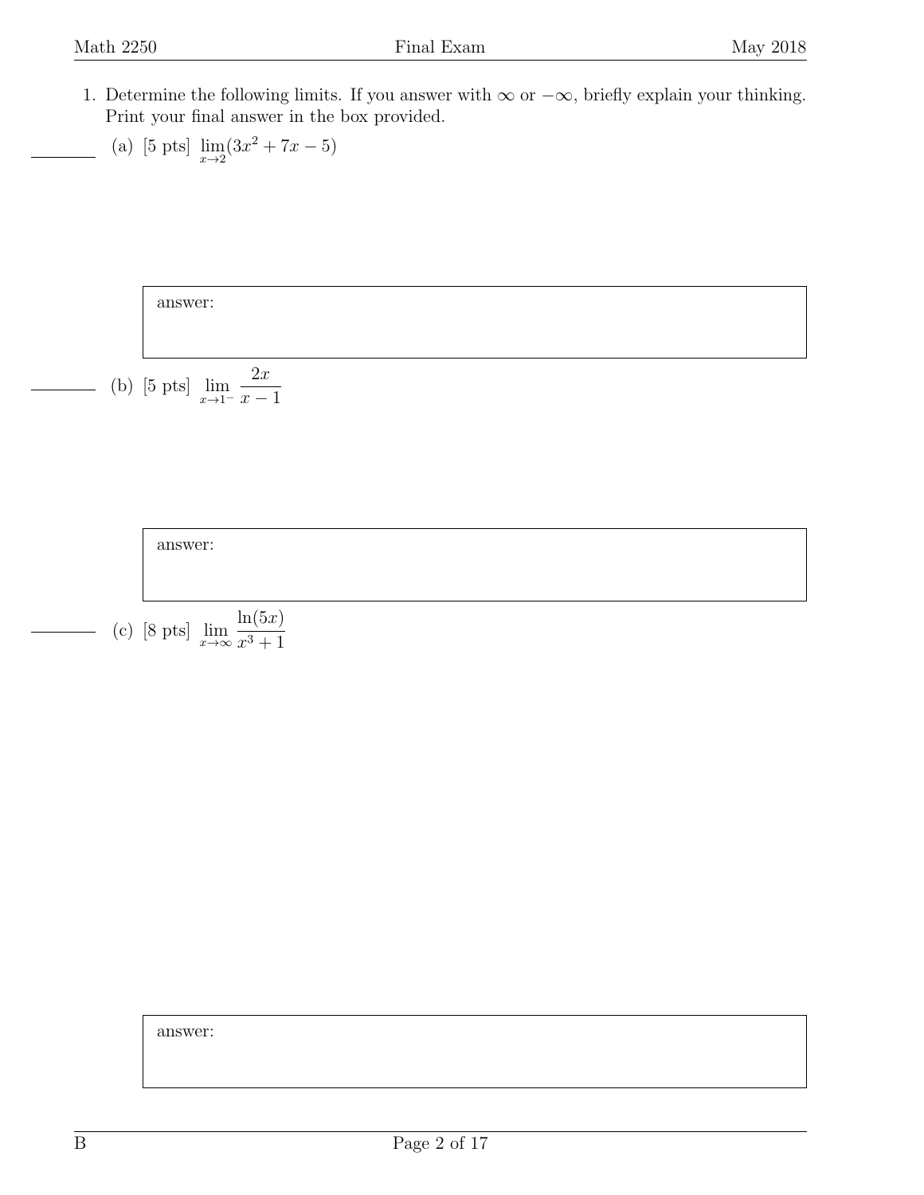1. Determine the following limits. If you answer with $\infty$ or $-\infty$, briefly explain your thinking. Print your final answer in the box provided.

   (a) [5 pts] $\lim_{x\to 2}(3x^2 + 7x - 5)$

   answer:

   (b) [5 pts] $\lim_{x\to 1^-} \dfrac{2x}{x-1}$

   answer:

   (c) [8 pts] $\lim_{x\to \infty} \dfrac{\ln(5x)}{x^3+1}$

   answer: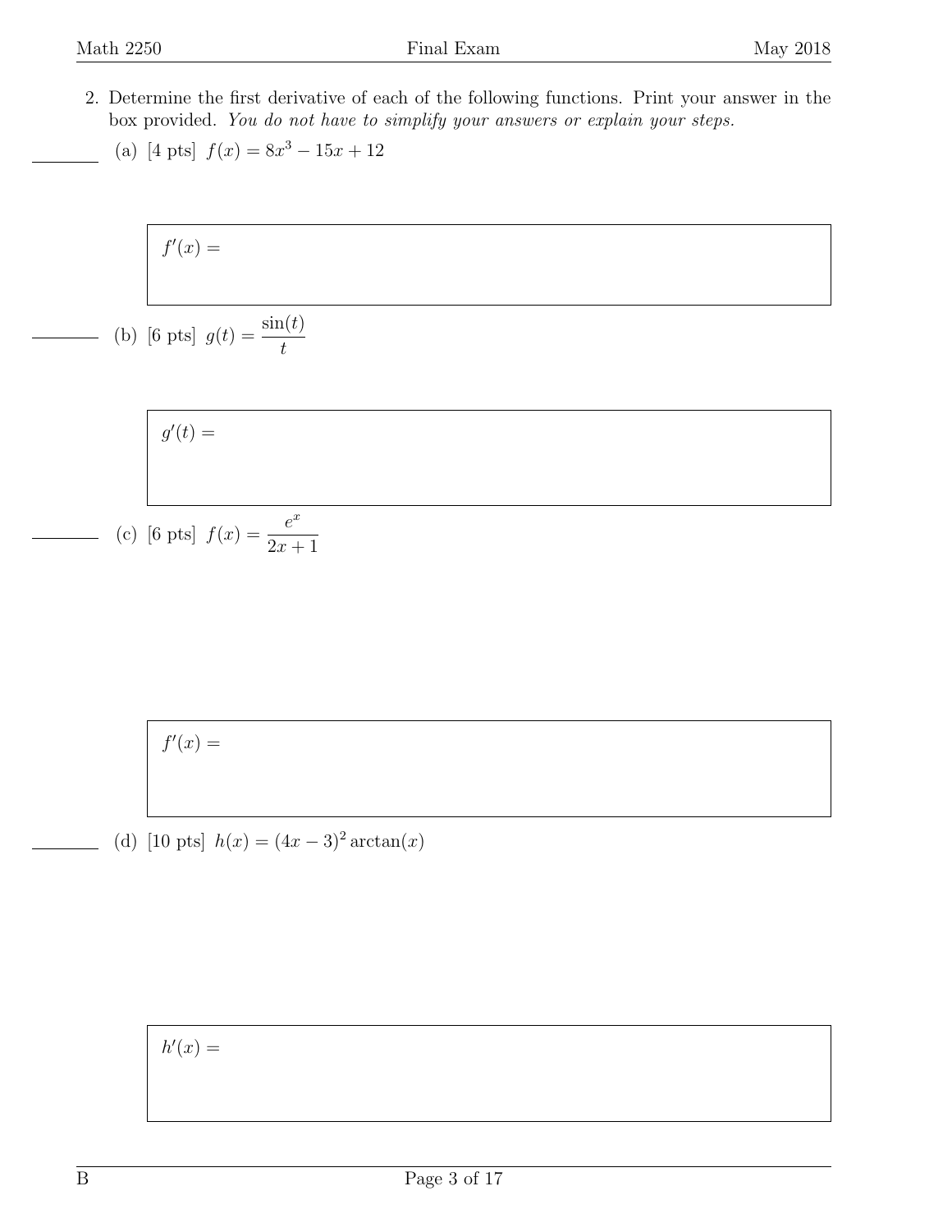2. Determine the first derivative of each of the following functions. Print your answer in the box provided. *You do not have to simplify your answers or explain your steps.*

(a) [4 pts] $f(x) = 8x^3 - 15x + 12$

$f'(x) =$

(b) [6 pts] $g(t) = \dfrac{\sin(t)}{t}$

$g'(t) =$

(c) [6 pts] $f(x) = \dfrac{e^x}{2x+1}$

$f'(x) =$

(d) [10 pts] $h(x) = (4x-3)^2 \arctan(x)$

$h'(x) =$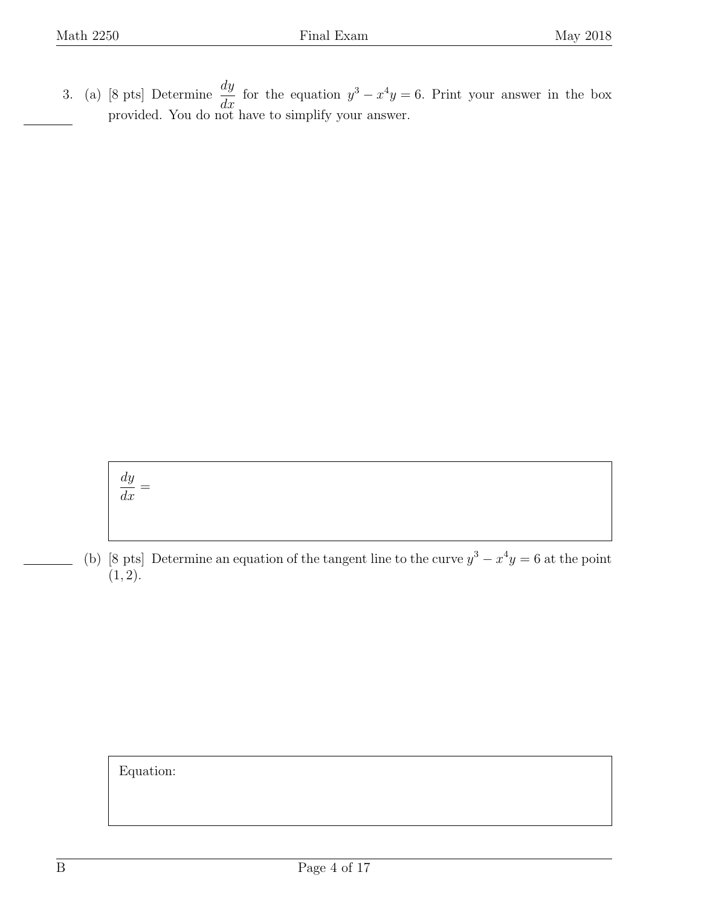3. (a) [8 pts] Determine $\dfrac{dy}{dx}$ for the equation $y^3 - x^4 y = 6$. Print your answer in the box provided. You do not have to simplify your answer.

| $\dfrac{dy}{dx} =$ |
|---|

(b) [8 pts] Determine an equation of the tangent line to the curve $y^3 - x^4 y = 6$ at the point $(1, 2)$.

| Equation: |
|---|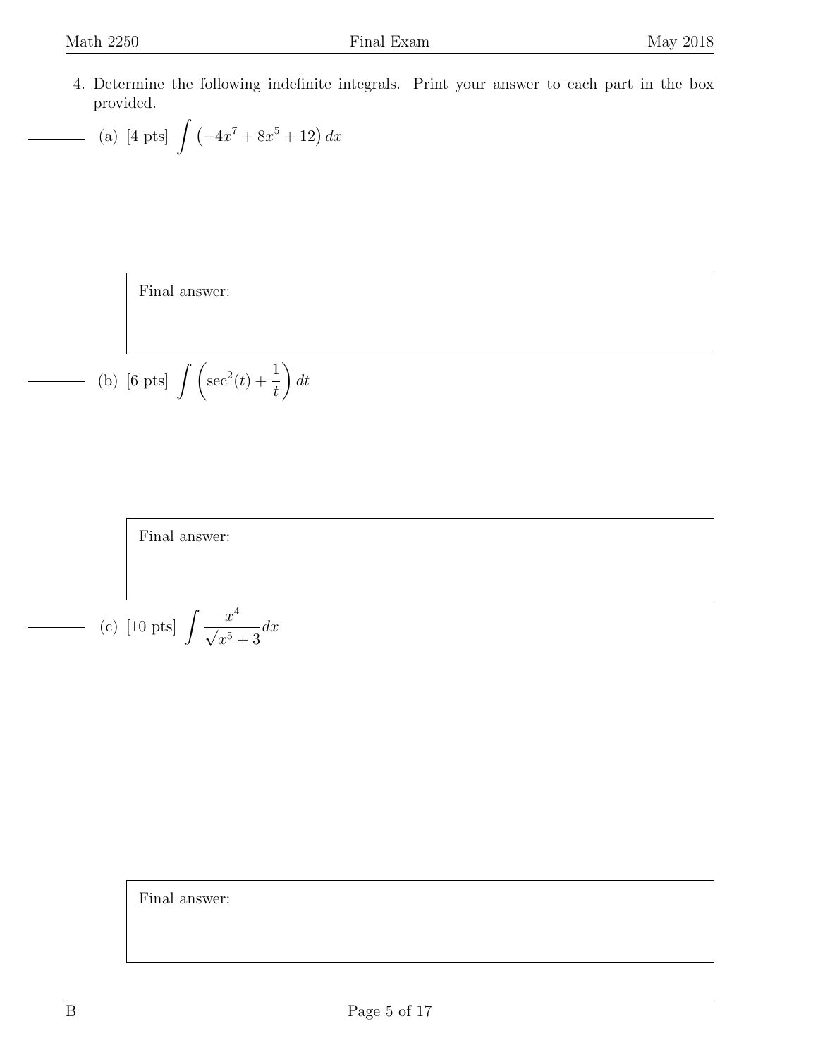4. Determine the following indefinite integrals. Print your answer to each part in the box provided.

(a) [4 pts] $\displaystyle\int \left(-4x^7 + 8x^5 + 12\right) dx$

Final answer:

(b) [6 pts] $\displaystyle\int \left(\sec^2(t) + \frac{1}{t}\right) dt$

Final answer:

(c) [10 pts] $\displaystyle\int \frac{x^4}{\sqrt{x^5 + 3}} dx$

Final answer: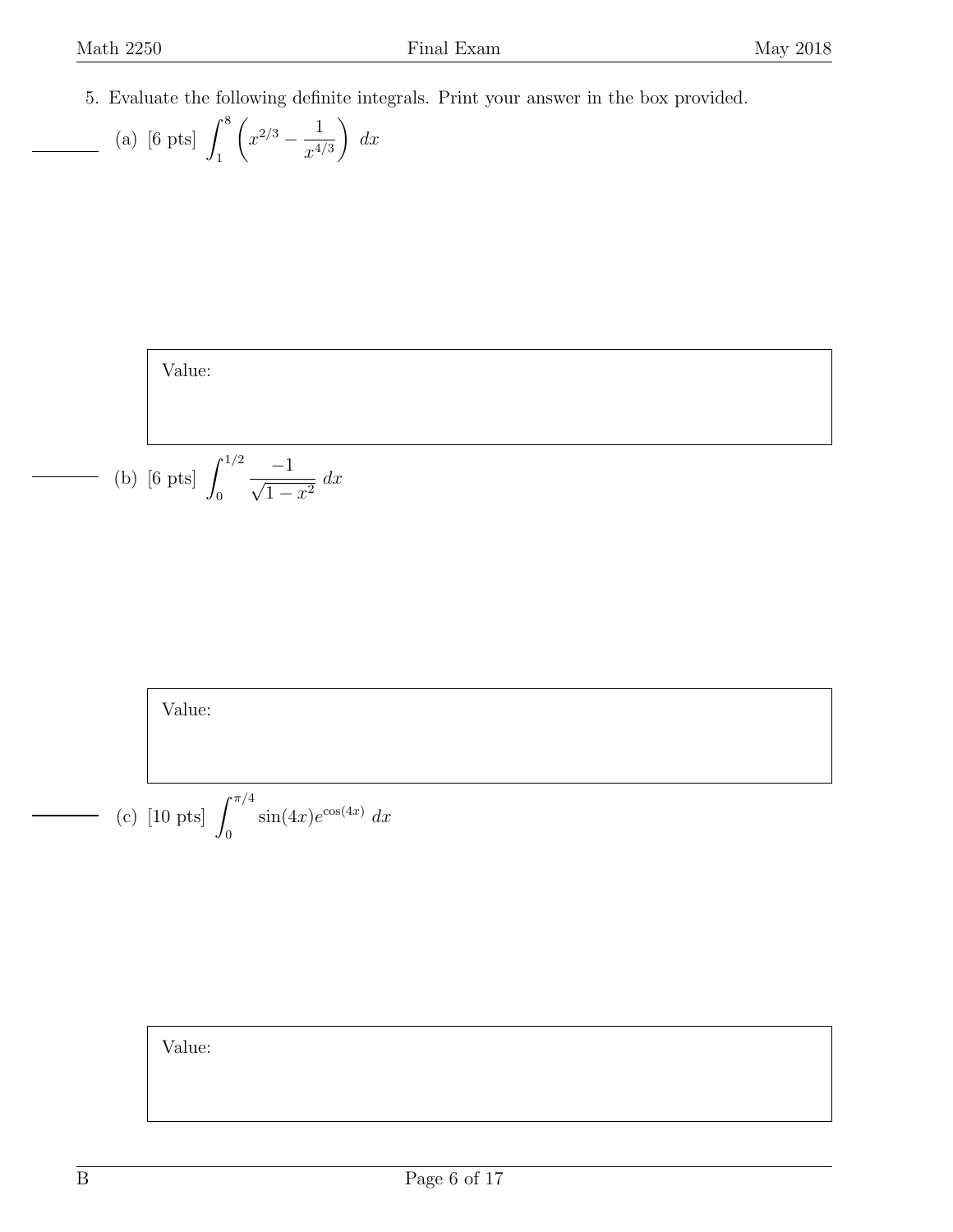5. Evaluate the following definite integrals. Print your answer in the box provided.

(a) [6 pts] $\displaystyle\int_1^8 \left( x^{2/3} - \frac{1}{x^{4/3}} \right) \, dx$

Value:

(b) [6 pts] $\displaystyle\int_0^{1/2} \frac{-1}{\sqrt{1-x^2}} \, dx$

Value:

(c) [10 pts] $\displaystyle\int_0^{\pi/4} \sin(4x) e^{\cos(4x)} \, dx$

Value: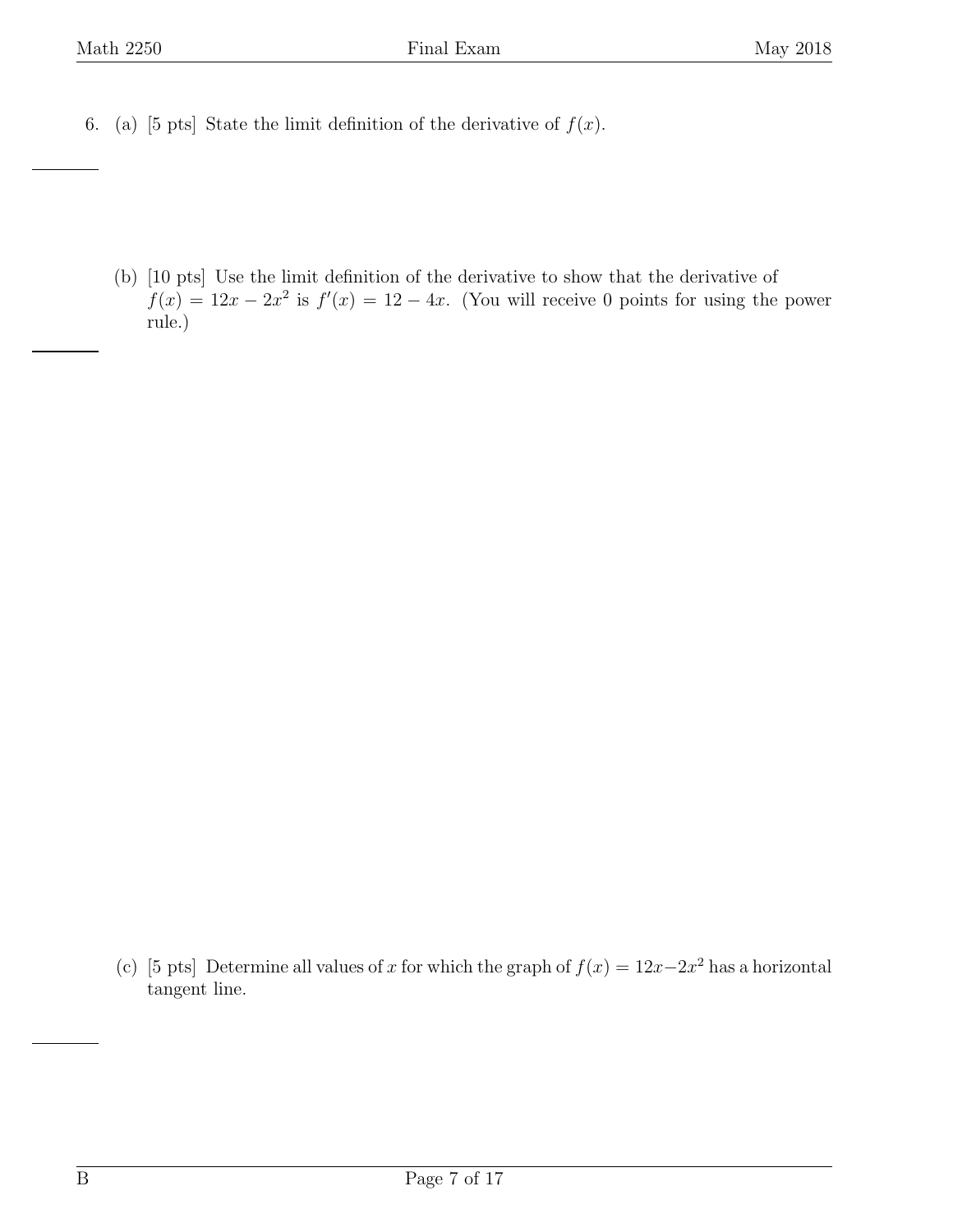6. (a) [5 pts] State the limit definition of the derivative of $f(x)$.

   (b) [10 pts] Use the limit definition of the derivative to show that the derivative of $f(x) = 12x - 2x^2$ is $f'(x) = 12 - 4x$. (You will receive 0 points for using the power rule.)

   (c) [5 pts] Determine all values of $x$ for which the graph of $f(x) = 12x - 2x^2$ has a horizontal tangent line.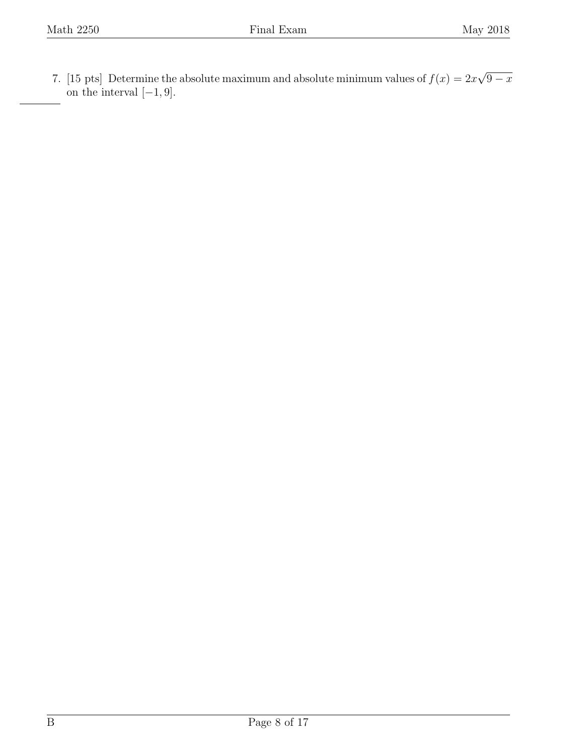7. [15 pts] Determine the absolute maximum and absolute minimum values of $f(x) = 2x\sqrt{9-x}$ on the interval $[-1, 9]$.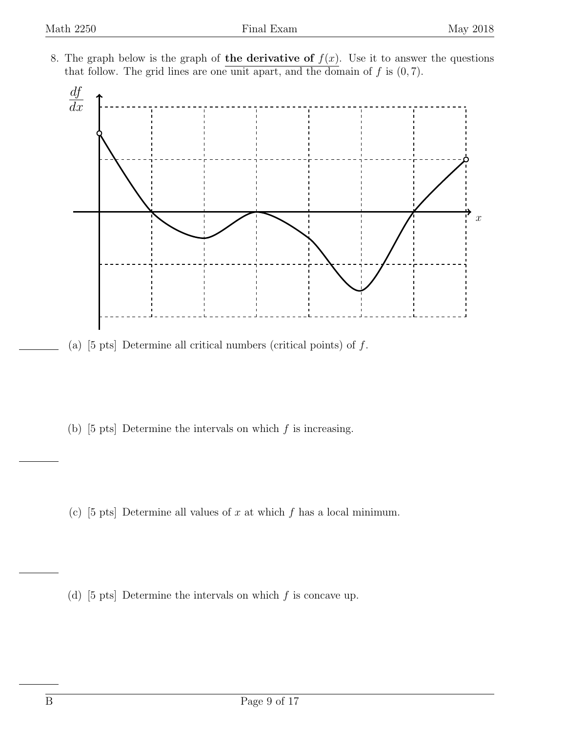8. The graph below is the graph of **the derivative of** $f(x)$. Use it to answer the questions that follow. The grid lines are one unit apart, and the domain of $f$ is $(0, 7)$.

(a) [5 pts] Determine all critical numbers (critical points) of $f$.

(b) [5 pts] Determine the intervals on which $f$ is increasing.

(c) [5 pts] Determine all values of $x$ at which $f$ has a local minimum.

(d) [5 pts] Determine the intervals on which $f$ is concave up.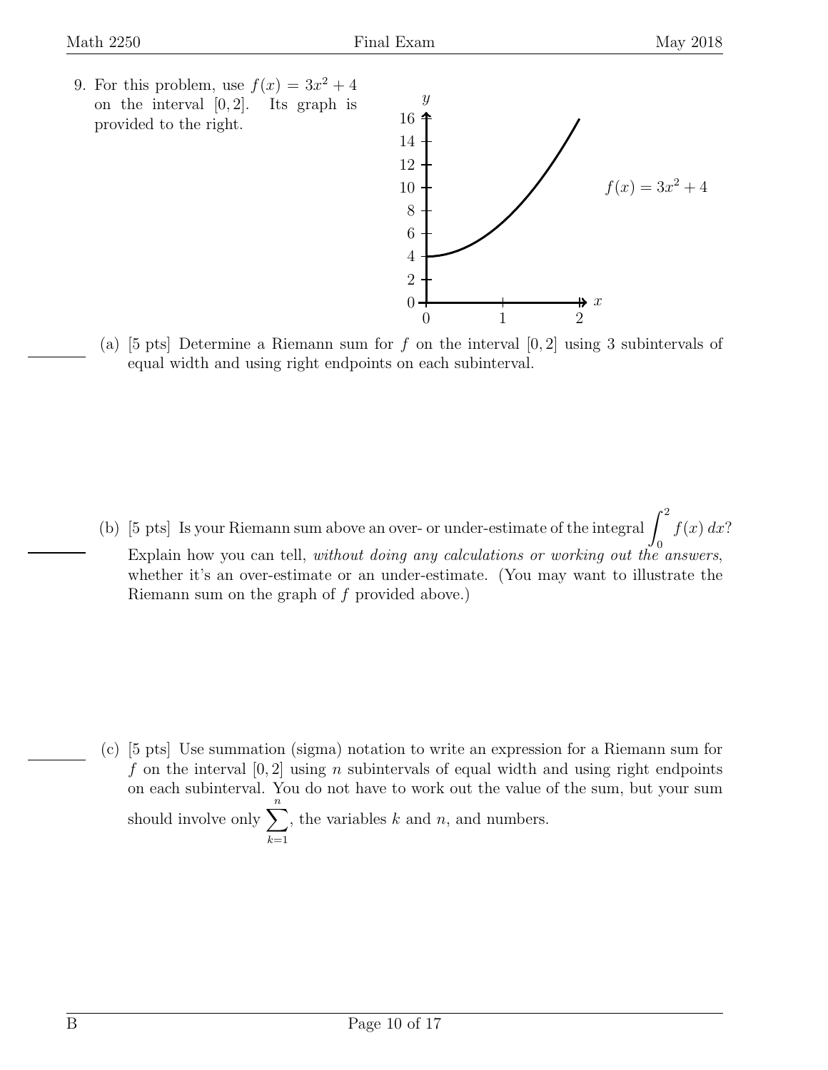9. For this problem, use $f(x) = 3x^2 + 4$ on the interval $[0, 2]$. Its graph is provided to the right.

   (a) [5 pts] Determine a Riemann sum for $f$ on the interval $[0, 2]$ using 3 subintervals of equal width and using right endpoints on each subinterval.

   (b) [5 pts] Is your Riemann sum above an over- or under-estimate of the integral $\int_0^2 f(x)\,dx$? Explain how you can tell, *without doing any calculations or working out the answers*, whether it's an over-estimate or an under-estimate. (You may want to illustrate the Riemann sum on the graph of $f$ provided above.)

   (c) [5 pts] Use summation (sigma) notation to write an expression for a Riemann sum for $f$ on the interval $[0, 2]$ using $n$ subintervals of equal width and using right endpoints on each subinterval. You do not have to work out the value of the sum, but your sum should involve only $\sum_{k=1}^{n}$, the variables $k$ and $n$, and numbers.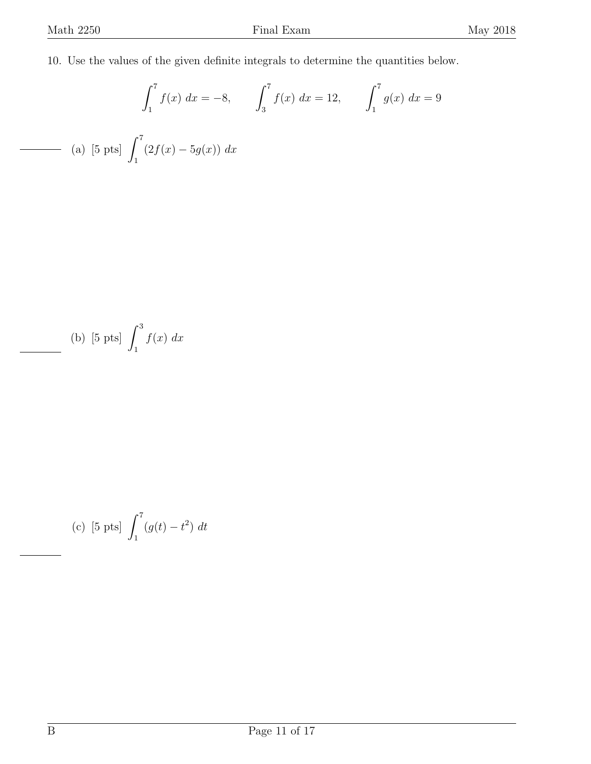10. Use the values of the given definite integrals to determine the quantities below.

$$\int_1^7 f(x)\,dx = -8, \qquad \int_3^7 f(x)\,dx = 12, \qquad \int_1^7 g(x)\,dx = 9$$

______ (a) [5 pts] $\displaystyle\int_1^7 (2f(x) - 5g(x))\,dx$

______ (b) [5 pts] $\displaystyle\int_1^3 f(x)\,dx$

______ (c) [5 pts] $\displaystyle\int_1^7 (g(t) - t^2)\,dt$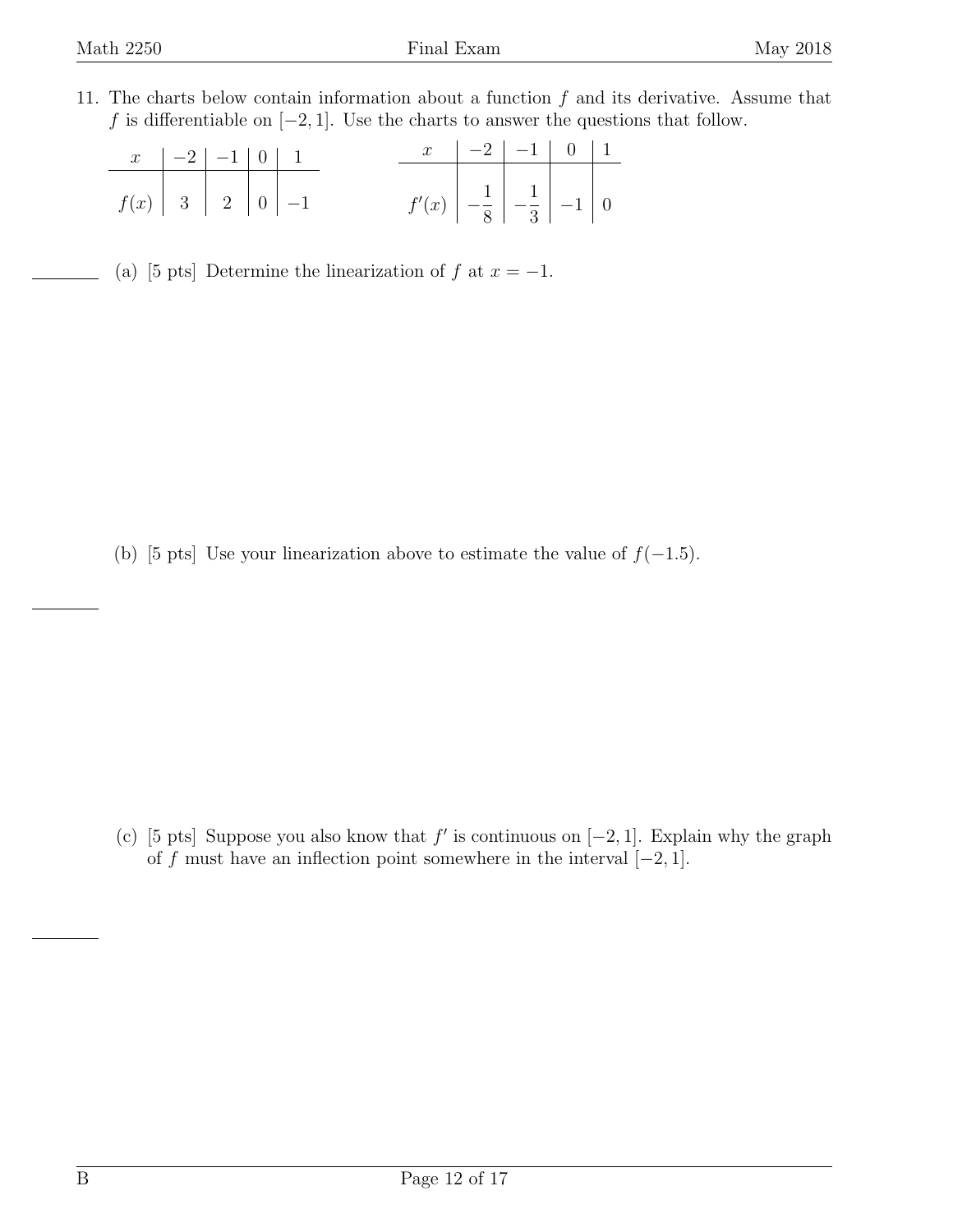11. The charts below contain information about a function $f$ and its derivative. Assume that $f$ is differentiable on $[-2, 1]$. Use the charts to answer the questions that follow.

| $x$ | $-2$ | $-1$ | $0$ | $1$ |
|---|---|---|---|---|
| $f(x)$ | $3$ | $2$ | $0$ | $-1$ |

| $x$ | $-2$ | $-1$ | $0$ | $1$ |
|---|---|---|---|---|
| $f'(x)$ | $-\frac{1}{8}$ | $-\frac{1}{3}$ | $-1$ | $0$ |

(a) [5 pts] Determine the linearization of $f$ at $x = -1$.

(b) [5 pts] Use your linearization above to estimate the value of $f(-1.5)$.

(c) [5 pts] Suppose you also know that $f'$ is continuous on $[-2, 1]$. Explain why the graph of $f$ must have an inflection point somewhere in the interval $[-2, 1]$.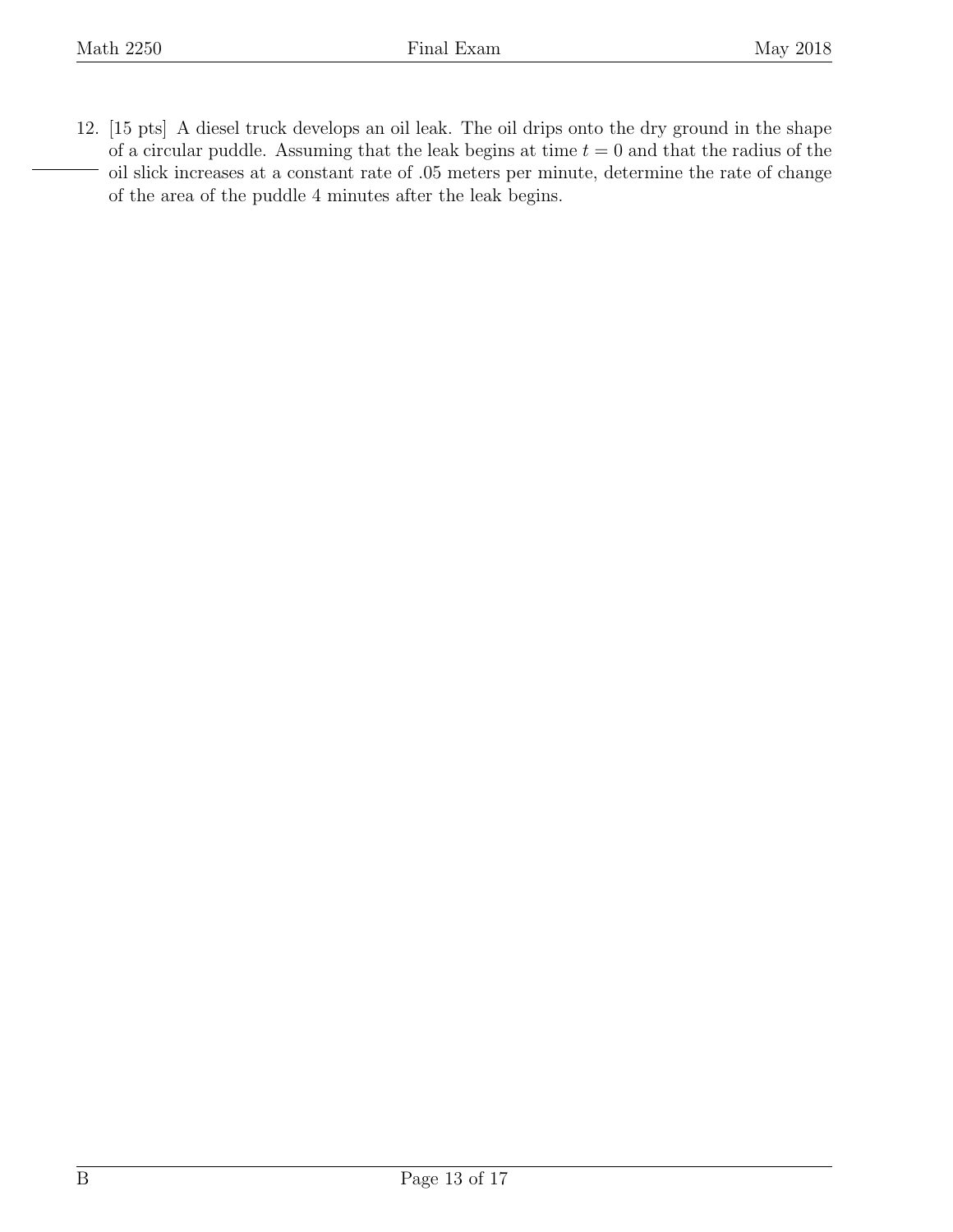12. [15 pts] A diesel truck develops an oil leak. The oil drips onto the dry ground in the shape of a circular puddle. Assuming that the leak begins at time $t = 0$ and that the radius of the oil slick increases at a constant rate of .05 meters per minute, determine the rate of change of the area of the puddle 4 minutes after the leak begins.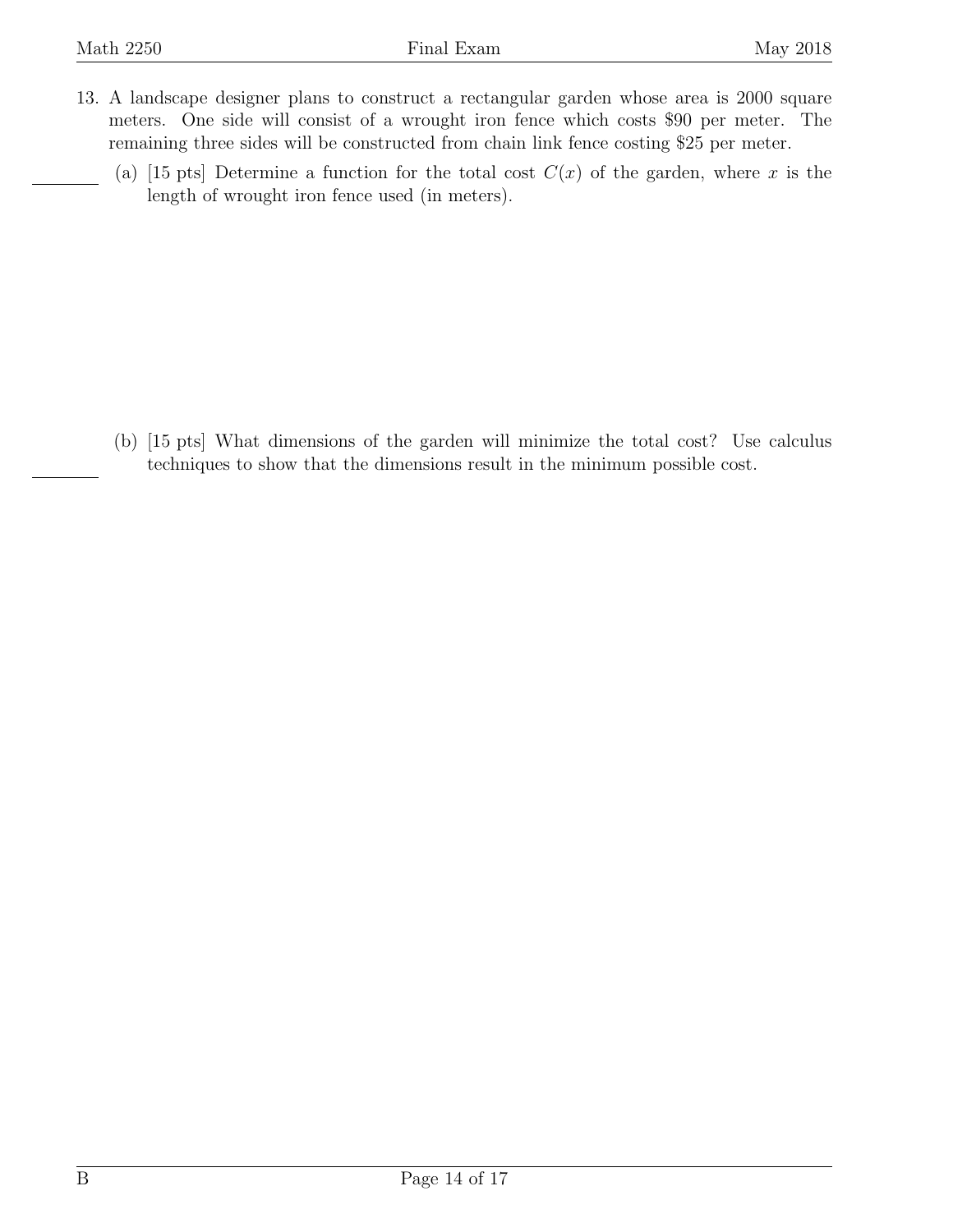13. A landscape designer plans to construct a rectangular garden whose area is 2000 square meters. One side will consist of a wrought iron fence which costs $90 per meter. The remaining three sides will be constructed from chain link fence costing $25 per meter.

   (a) [15 pts] Determine a function for the total cost $C(x)$ of the garden, where $x$ is the length of wrought iron fence used (in meters).

   (b) [15 pts] What dimensions of the garden will minimize the total cost? Use calculus techniques to show that the dimensions result in the minimum possible cost.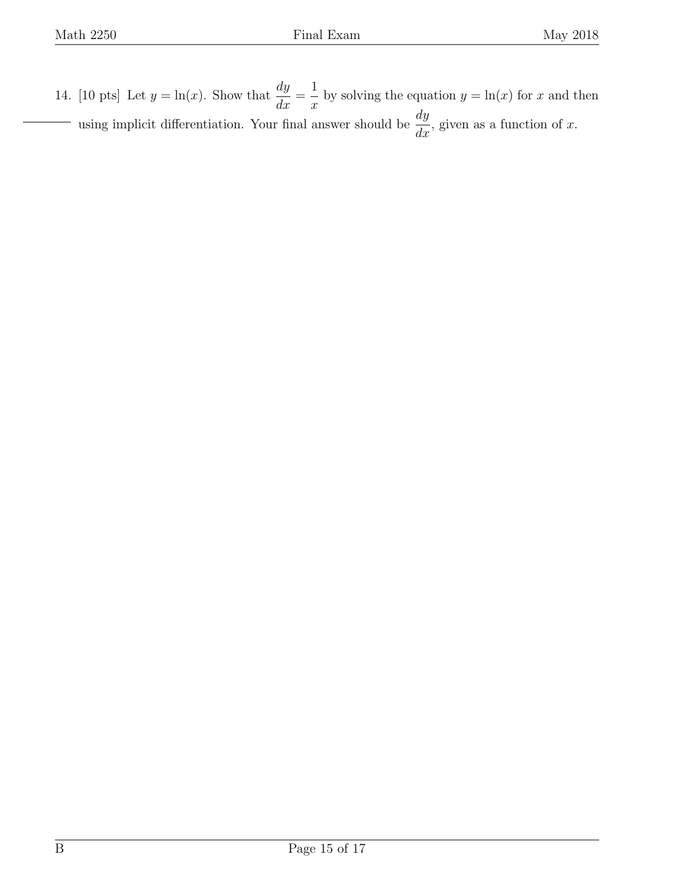14. [10 pts] Let $y = \ln(x)$. Show that $\dfrac{dy}{dx} = \dfrac{1}{x}$ by solving the equation $y = \ln(x)$ for $x$ and then using implicit differentiation. Your final answer should be $\dfrac{dy}{dx}$, given as a function of $x$.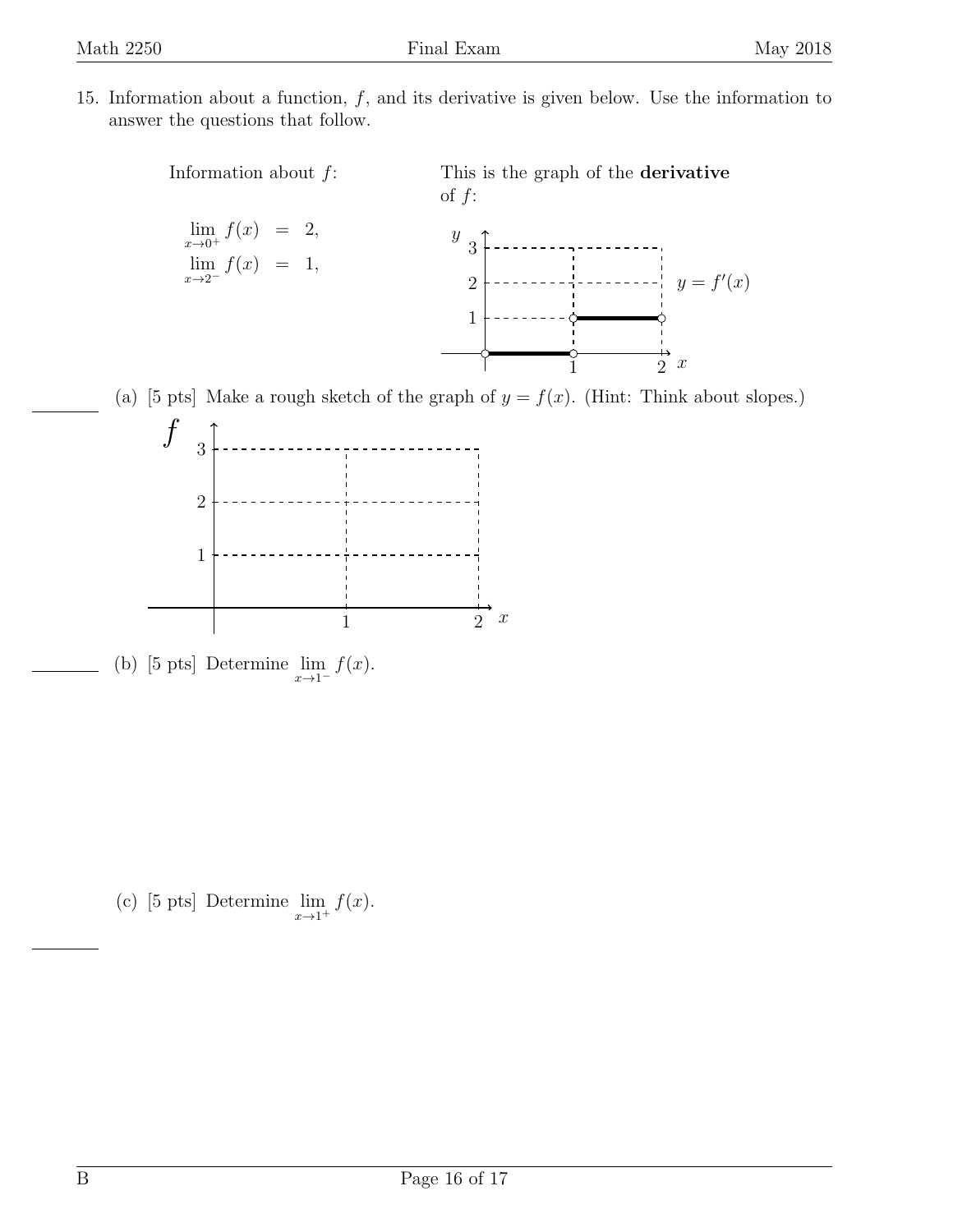15. Information about a function, $f$, and its derivative is given below. Use the information to answer the questions that follow.

Information about $f$:

$$\lim_{x\to 0^+} f(x) = 2,$$
$$\lim_{x\to 2^-} f(x) = 1,$$

This is the graph of the **derivative** of $f$:

$y = f'(x)$

(a) [5 pts] Make a rough sketch of the graph of $y = f(x)$. (Hint: Think about slopes.)

(b) [5 pts] Determine $\lim_{x\to 1^-} f(x)$.

(c) [5 pts] Determine $\lim_{x\to 1^+} f(x)$.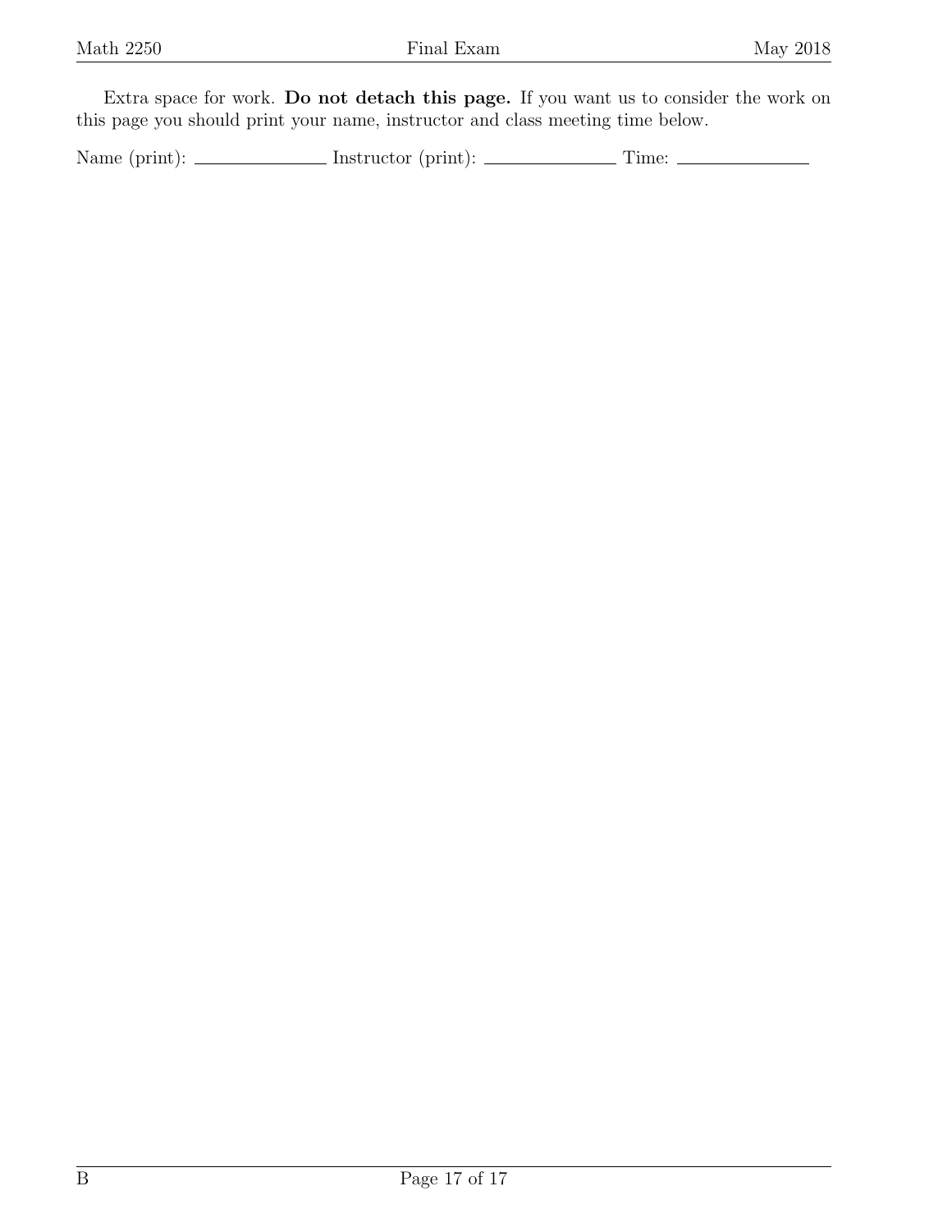Extra space for work. **Do not detach this page.** If you want us to consider the work on this page you should print your name, instructor and class meeting time below.

Name (print): \_\_\_\_\_\_\_\_\_\_\_\_\_\_ Instructor (print): \_\_\_\_\_\_\_\_\_\_\_\_\_\_ Time: \_\_\_\_\_\_\_\_\_\_\_\_\_\_